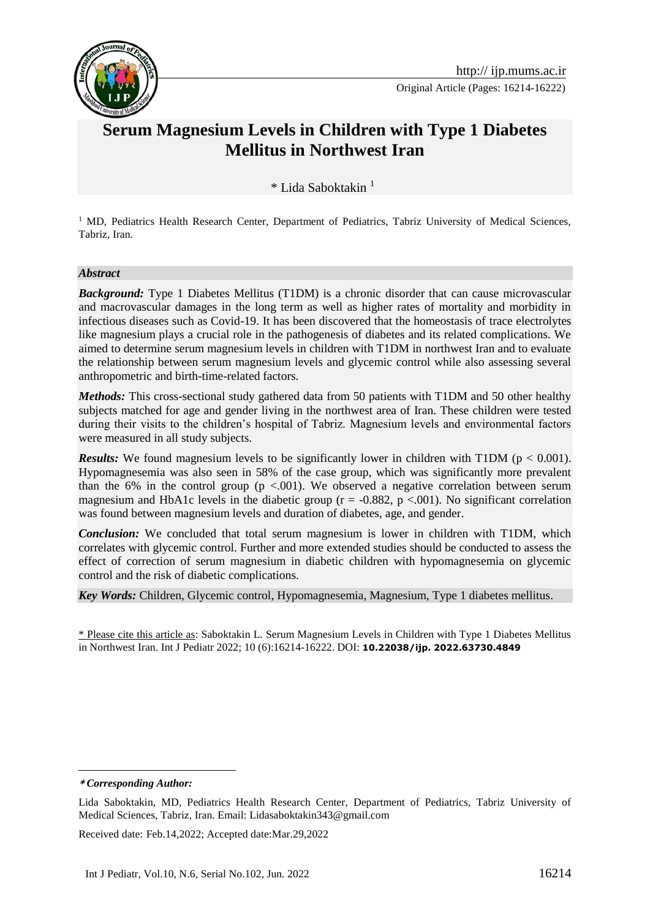Original Article (Pages: 16214-16222)

# Serum Magnesium Levels in Children with Type 1 Diabetes Mellitus in Northwest Iran

* Lida Saboktakin [1]

[1] MD, Pediatrics Health Research Center, Department of Pediatrics, Tabriz University of Medical Sciences, Tabriz, Iran.

## *Abstract*

***Background:*** Type 1 Diabetes Mellitus (T1DM) is a chronic disorder that can cause microvascular and macrovascular damages in the long term as well as higher rates of mortality and morbidity in infectious diseases such as Covid-19. It has been discovered that the homeostasis of trace electrolytes like magnesium plays a crucial role in the pathogenesis of diabetes and its related complications. We aimed to determine serum magnesium levels in children with T1DM in northwest Iran and to evaluate the relationship between serum magnesium levels and glycemic control while also assessing several anthropometric and birth-time-related factors.

***Methods:*** This cross-sectional study gathered data from 50 patients with T1DM and 50 other healthy subjects matched for age and gender living in the northwest area of Iran. These children were tested during their visits to the children's hospital of Tabriz. Magnesium levels and environmental factors were measured in all study subjects.

***Results:*** We found magnesium levels to be significantly lower in children with T1DM ($p < 0.001$). Hypomagnesemia was also seen in 58% of the case group, which was significantly more prevalent than the 6% in the control group ($p < .001$). We observed a negative correlation between serum magnesium and HbA1c levels in the diabetic group ($r = -0.882$, $p < .001$). No significant correlation was found between magnesium levels and duration of diabetes, age, and gender.

***Conclusion:*** We concluded that total serum magnesium is lower in children with T1DM, which correlates with glycemic control. Further and more extended studies should be conducted to assess the effect of correction of serum magnesium in diabetic children with hypomagnesemia on glycemic control and the risk of diabetic complications.

***Key Words:*** Children, Glycemic control, Hypomagnesemia, Magnesium, Type 1 diabetes mellitus.

\* Please cite this article as: Saboktakin L. Serum Magnesium Levels in Children with Type 1 Diabetes Mellitus in Northwest Iran. Int J Pediatr 2022; 10 (6):16214-16222. DOI: **10.22038/ijp. 2022.63730.4849**

***\*Corresponding Author:***

Lida Saboktakin, MD, Pediatrics Health Research Center, Department of Pediatrics, Tabriz University of Medical Sciences, Tabriz, Iran. Email: Lidasaboktakin343@gmail.com

Received date: Feb.14,2022; Accepted date:Mar.29,2022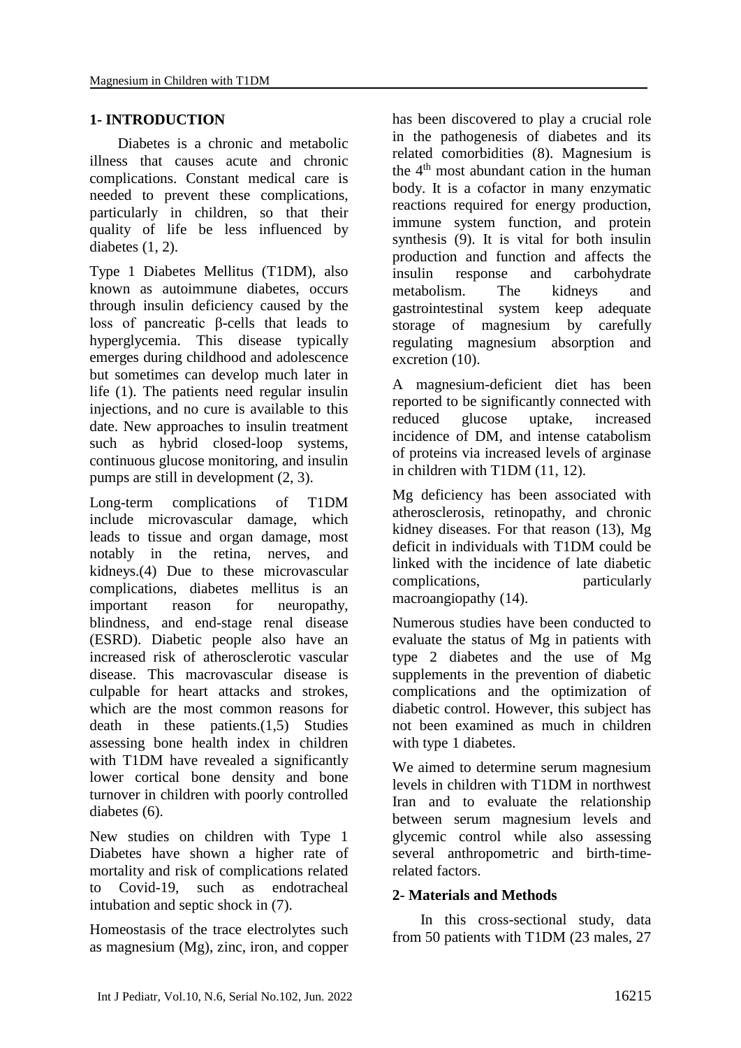## 1- INTRODUCTION

Diabetes is a chronic and metabolic illness that causes acute and chronic complications. Constant medical care is needed to prevent these complications, particularly in children, so that their quality of life be less influenced by diabetes (1, 2).

Type 1 Diabetes Mellitus (T1DM), also known as autoimmune diabetes, occurs through insulin deficiency caused by the loss of pancreatic β-cells that leads to hyperglycemia. This disease typically emerges during childhood and adolescence but sometimes can develop much later in life (1). The patients need regular insulin injections, and no cure is available to this date. New approaches to insulin treatment such as hybrid closed-loop systems, continuous glucose monitoring, and insulin pumps are still in development (2, 3).

Long-term complications of T1DM include microvascular damage, which leads to tissue and organ damage, most notably in the retina, nerves, and kidneys.(4) Due to these microvascular complications, diabetes mellitus is an important reason for neuropathy, blindness, and end-stage renal disease (ESRD). Diabetic people also have an increased risk of atherosclerotic vascular disease. This macrovascular disease is culpable for heart attacks and strokes, which are the most common reasons for death in these patients.(1,5) Studies assessing bone health index in children with T1DM have revealed a significantly lower cortical bone density and bone turnover in children with poorly controlled diabetes (6).

New studies on children with Type 1 Diabetes have shown a higher rate of mortality and risk of complications related to Covid-19, such as endotracheal intubation and septic shock in (7).

Homeostasis of the trace electrolytes such as magnesium (Mg), zinc, iron, and copper has been discovered to play a crucial role in the pathogenesis of diabetes and its related comorbidities (8). Magnesium is the 4th most abundant cation in the human body. It is a cofactor in many enzymatic reactions required for energy production, immune system function, and protein synthesis (9). It is vital for both insulin production and function and affects the insulin response and carbohydrate metabolism. The kidneys and gastrointestinal system keep adequate storage of magnesium by carefully regulating magnesium absorption and excretion (10).

A magnesium-deficient diet has been reported to be significantly connected with reduced glucose uptake, increased incidence of DM, and intense catabolism of proteins via increased levels of arginase in children with T1DM (11, 12).

Mg deficiency has been associated with atherosclerosis, retinopathy, and chronic kidney diseases. For that reason (13), Mg deficit in individuals with T1DM could be linked with the incidence of late diabetic complications, particularly macroangiopathy (14).

Numerous studies have been conducted to evaluate the status of Mg in patients with type 2 diabetes and the use of Mg supplements in the prevention of diabetic complications and the optimization of diabetic control. However, this subject has not been examined as much in children with type 1 diabetes.

We aimed to determine serum magnesium levels in children with T1DM in northwest Iran and to evaluate the relationship between serum magnesium levels and glycemic control while also assessing several anthropometric and birth-time-related factors.

## 2- Materials and Methods

In this cross-sectional study, data from 50 patients with T1DM (23 males, 27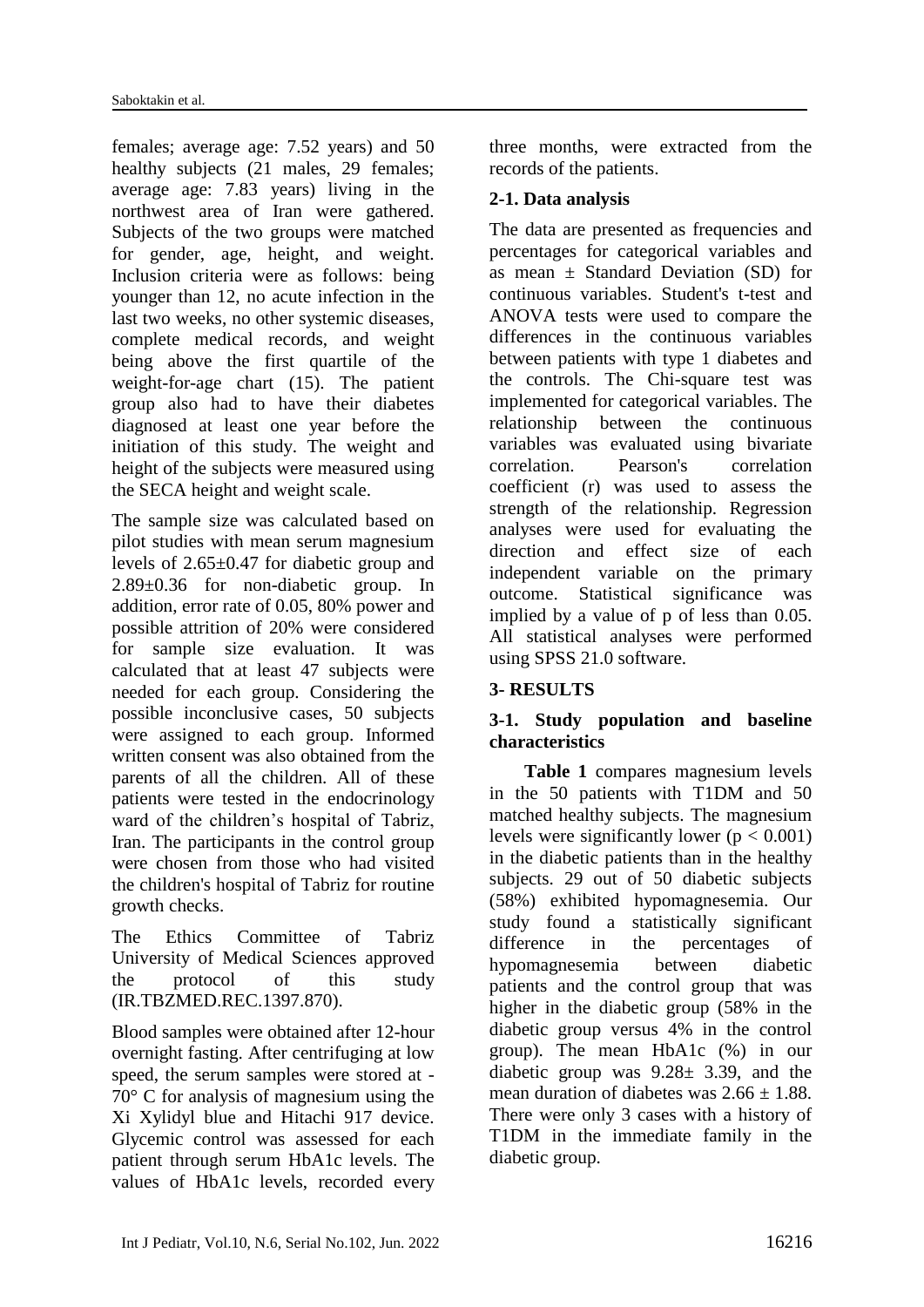females; average age: 7.52 years) and 50 healthy subjects (21 males, 29 females; average age: 7.83 years) living in the northwest area of Iran were gathered. Subjects of the two groups were matched for gender, age, height, and weight. Inclusion criteria were as follows: being younger than 12, no acute infection in the last two weeks, no other systemic diseases, complete medical records, and weight being above the first quartile of the weight-for-age chart (15). The patient group also had to have their diabetes diagnosed at least one year before the initiation of this study. The weight and height of the subjects were measured using the SECA height and weight scale.

The sample size was calculated based on pilot studies with mean serum magnesium levels of 2.65±0.47 for diabetic group and 2.89±0.36 for non-diabetic group. In addition, error rate of 0.05, 80% power and possible attrition of 20% were considered for sample size evaluation. It was calculated that at least 47 subjects were needed for each group. Considering the possible inconclusive cases, 50 subjects were assigned to each group. Informed written consent was also obtained from the parents of all the children. All of these patients were tested in the endocrinology ward of the children's hospital of Tabriz, Iran. The participants in the control group were chosen from those who had visited the children's hospital of Tabriz for routine growth checks.

The Ethics Committee of Tabriz University of Medical Sciences approved the protocol of this study (IR.TBZMED.REC.1397.870).

Blood samples were obtained after 12-hour overnight fasting. After centrifuging at low speed, the serum samples were stored at -70° C for analysis of magnesium using the Xi Xylidyl blue and Hitachi 917 device. Glycemic control was assessed for each patient through serum HbA1c levels. The values of HbA1c levels, recorded every three months, were extracted from the records of the patients.

## 2-1. Data analysis

The data are presented as frequencies and percentages for categorical variables and as mean ± Standard Deviation (SD) for continuous variables. Student's t-test and ANOVA tests were used to compare the differences in the continuous variables between patients with type 1 diabetes and the controls. The Chi-square test was implemented for categorical variables. The relationship between the continuous variables was evaluated using bivariate correlation. Pearson's correlation coefficient (r) was used to assess the strength of the relationship. Regression analyses were used for evaluating the direction and effect size of each independent variable on the primary outcome. Statistical significance was implied by a value of p of less than 0.05. All statistical analyses were performed using SPSS 21.0 software.

# 3- RESULTS

## 3-1. Study population and baseline characteristics

**Table 1** compares magnesium levels in the 50 patients with T1DM and 50 matched healthy subjects. The magnesium levels were significantly lower ($p < 0.001$) in the diabetic patients than in the healthy subjects. 29 out of 50 diabetic subjects (58%) exhibited hypomagnesemia. Our study found a statistically significant difference in the percentages of hypomagnesemia between diabetic patients and the control group that was higher in the diabetic group (58% in the diabetic group versus 4% in the control group). The mean HbA1c (%) in our diabetic group was 9.28± 3.39, and the mean duration of diabetes was 2.66 ± 1.88. There were only 3 cases with a history of T1DM in the immediate family in the diabetic group.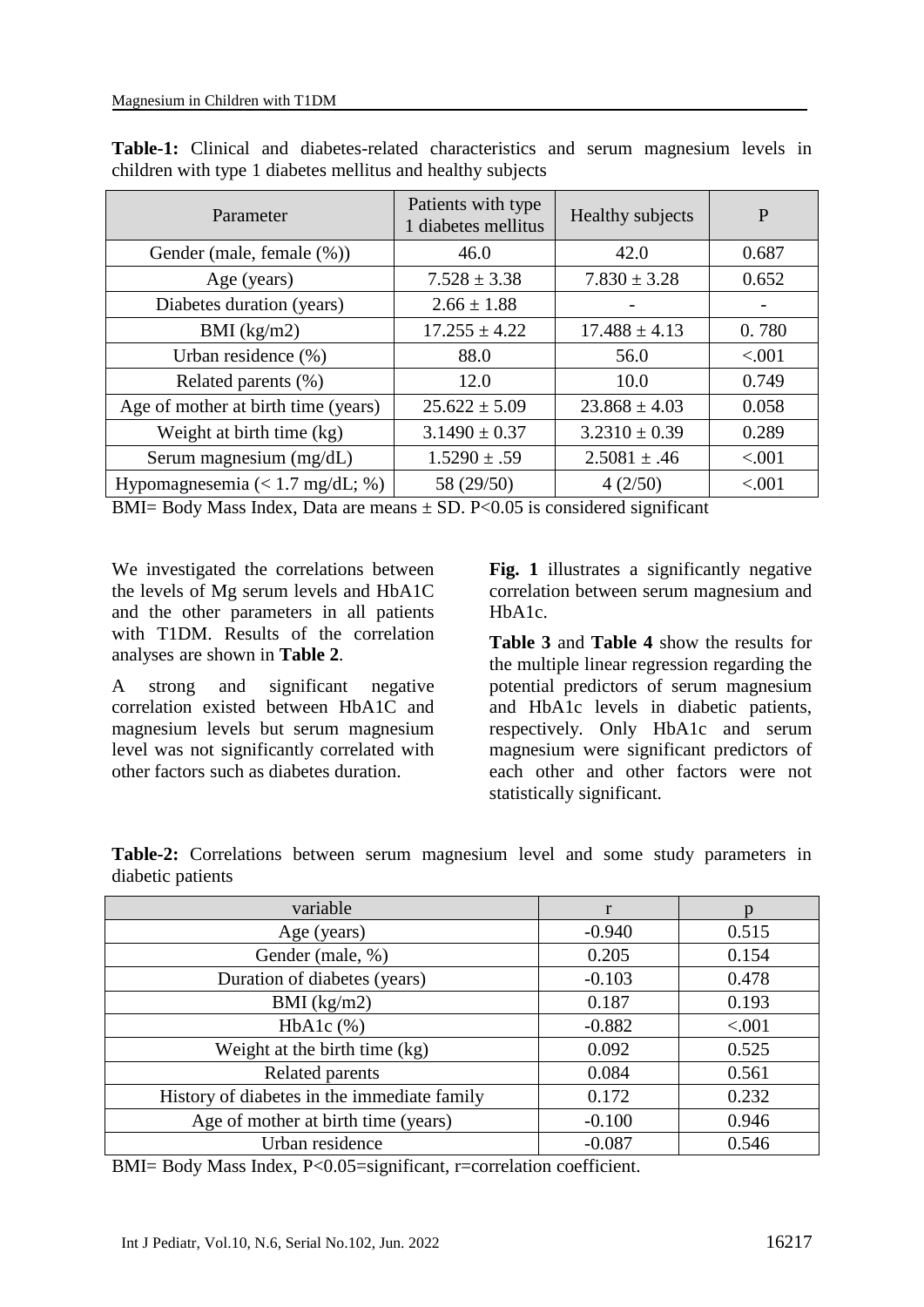**Table-1:** Clinical and diabetes-related characteristics and serum magnesium levels in children with type 1 diabetes mellitus and healthy subjects

| Parameter | Patients with type 1 diabetes mellitus | Healthy subjects | P |
|---|---|---|---|
| Gender (male, female (%)) | 46.0 | 42.0 | 0.687 |
| Age (years) | 7.528 ± 3.38 | 7.830 ± 3.28 | 0.652 |
| Diabetes duration (years) | 2.66 ± 1.88 | - | - |
| BMI (kg/m2) | 17.255 ± 4.22 | 17.488 ± 4.13 | 0. 780 |
| Urban residence (%) | 88.0 | 56.0 | <.001 |
| Related parents (%) | 12.0 | 10.0 | 0.749 |
| Age of mother at birth time (years) | 25.622 ± 5.09 | 23.868 ± 4.03 | 0.058 |
| Weight at birth time (kg) | 3.1490 ± 0.37 | 3.2310 ± 0.39 | 0.289 |
| Serum magnesium (mg/dL) | 1.5290 ± .59 | 2.5081 ± .46 | <.001 |
| Hypomagnesemia (< 1.7 mg/dL; %) | 58 (29/50) | 4 (2/50) | <.001 |

BMI= Body Mass Index, Data are means ± SD. P<0.05 is considered significant

We investigated the correlations between the levels of Mg serum levels and HbA1C and the other parameters in all patients with T1DM. Results of the correlation analyses are shown in **Table 2**.

A strong and significant negative correlation existed between HbA1C and magnesium levels but serum magnesium level was not significantly correlated with other factors such as diabetes duration.

**Fig. 1** illustrates a significantly negative correlation between serum magnesium and HbA1c.

**Table 3** and **Table 4** show the results for the multiple linear regression regarding the potential predictors of serum magnesium and HbA1c levels in diabetic patients, respectively. Only HbA1c and serum magnesium were significant predictors of each other and other factors were not statistically significant.

**Table-2:** Correlations between serum magnesium level and some study parameters in diabetic patients

| variable | r | p |
|---|---|---|
| Age (years) | -0.940 | 0.515 |
| Gender (male, %) | 0.205 | 0.154 |
| Duration of diabetes (years) | -0.103 | 0.478 |
| BMI (kg/m2) | 0.187 | 0.193 |
| HbA1c (%) | -0.882 | <.001 |
| Weight at the birth time (kg) | 0.092 | 0.525 |
| Related parents | 0.084 | 0.561 |
| History of diabetes in the immediate family | 0.172 | 0.232 |
| Age of mother at birth time (years) | -0.100 | 0.946 |
| Urban residence | -0.087 | 0.546 |

BMI= Body Mass Index, P<0.05=significant, r=correlation coefficient.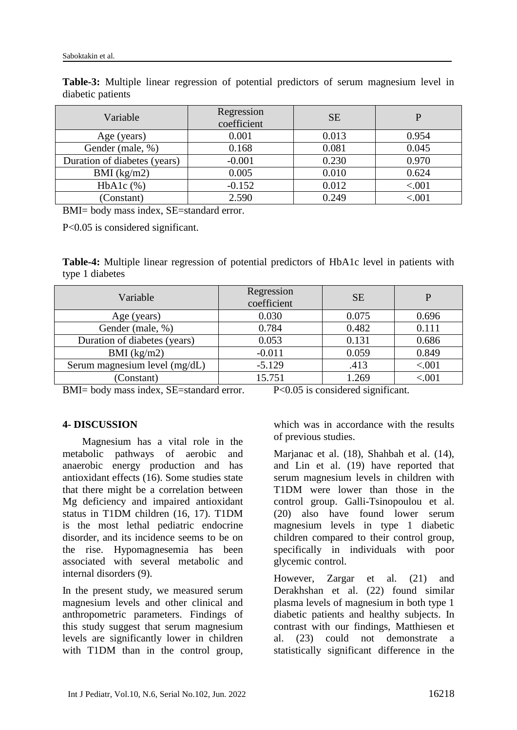**Table-3:** Multiple linear regression of potential predictors of serum magnesium level in diabetic patients

| Variable | Regression coefficient | SE | P |
|---|---|---|---|
| Age (years) | 0.001 | 0.013 | 0.954 |
| Gender (male, %) | 0.168 | 0.081 | 0.045 |
| Duration of diabetes (years) | -0.001 | 0.230 | 0.970 |
| BMI (kg/m2) | 0.005 | 0.010 | 0.624 |
| HbA1c (%) | -0.152 | 0.012 | <.001 |
| (Constant) | 2.590 | 0.249 | <.001 |

BMI= body mass index, SE=standard error.

P<0.05 is considered significant.

**Table-4:** Multiple linear regression of potential predictors of HbA1c level in patients with type 1 diabetes

| Variable | Regression coefficient | SE | P |
|---|---|---|---|
| Age (years) | 0.030 | 0.075 | 0.696 |
| Gender (male, %) | 0.784 | 0.482 | 0.111 |
| Duration of diabetes (years) | 0.053 | 0.131 | 0.686 |
| BMI (kg/m2) | -0.011 | 0.059 | 0.849 |
| Serum magnesium level (mg/dL) | -5.129 | .413 | <.001 |
| (Constant) | 15.751 | 1.269 | <.001 |

BMI= body mass index, SE=standard error. P<0.05 is considered significant.

## 4- DISCUSSION

Magnesium has a vital role in the metabolic pathways of aerobic and anaerobic energy production and has antioxidant effects (16). Some studies state that there might be a correlation between Mg deficiency and impaired antioxidant status in T1DM children (16, 17). T1DM is the most lethal pediatric endocrine disorder, and its incidence seems to be on the rise. Hypomagnesemia has been associated with several metabolic and internal disorders (9).

In the present study, we measured serum magnesium levels and other clinical and anthropometric parameters. Findings of this study suggest that serum magnesium levels are significantly lower in children with T1DM than in the control group, which was in accordance with the results of previous studies.

Marjanac et al. (18), Shahbah et al. (14), and Lin et al. (19) have reported that serum magnesium levels in children with T1DM were lower than those in the control group. Galli-Tsinopoulou et al. (20) also have found lower serum magnesium levels in type 1 diabetic children compared to their control group, specifically in individuals with poor glycemic control.

However, Zargar et al. (21) and Derakhshan et al. (22) found similar plasma levels of magnesium in both type 1 diabetic patients and healthy subjects. In contrast with our findings, Matthiesen et al. (23) could not demonstrate a statistically significant difference in the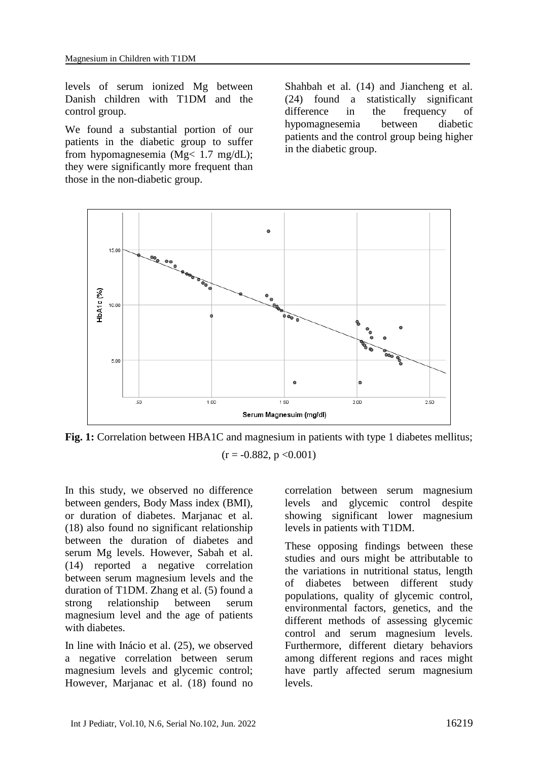levels of serum ionized Mg between Danish children with T1DM and the control group.

We found a substantial portion of our patients in the diabetic group to suffer from hypomagnesemia (Mg< 1.7 mg/dL); they were significantly more frequent than those in the non-diabetic group.

Shahbah et al. (14) and Jiancheng et al. (24) found a statistically significant difference in the frequency of hypomagnesemia between diabetic patients and the control group being higher in the diabetic group.

**Fig. 1:** Correlation between HBA1C and magnesium in patients with type 1 diabetes mellitus; ($r = -0.882$, $p < 0.001$)

In this study, we observed no difference between genders, Body Mass index (BMI), or duration of diabetes. Marjanac et al. (18) also found no significant relationship between the duration of diabetes and serum Mg levels. However, Sabah et al. (14) reported a negative correlation between serum magnesium levels and the duration of T1DM. Zhang et al. (5) found a strong relationship between serum magnesium level and the age of patients with diabetes.

In line with Inácio et al. (25), we observed a negative correlation between serum magnesium levels and glycemic control; However, Marjanac et al. (18) found no correlation between serum magnesium levels and glycemic control despite showing significant lower magnesium levels in patients with T1DM.

These opposing findings between these studies and ours might be attributable to the variations in nutritional status, length of diabetes between different study populations, quality of glycemic control, environmental factors, genetics, and the different methods of assessing glycemic control and serum magnesium levels. Furthermore, different dietary behaviors among different regions and races might have partly affected serum magnesium levels.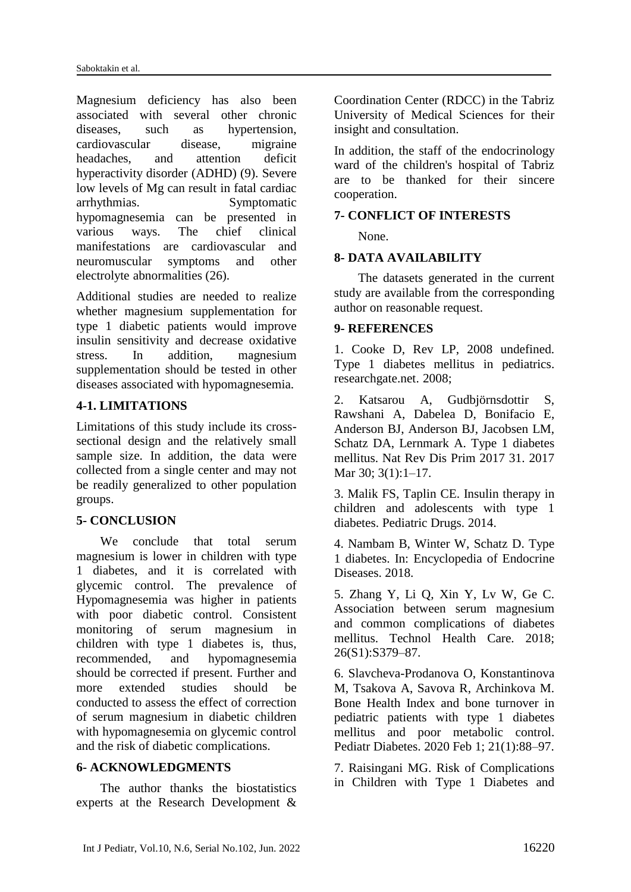Magnesium deficiency has also been associated with several other chronic diseases, such as hypertension, cardiovascular disease, migraine headaches, and attention deficit hyperactivity disorder (ADHD) (9). Severe low levels of Mg can result in fatal cardiac arrhythmias. Symptomatic hypomagnesemia can be presented in various ways. The chief clinical manifestations are cardiovascular and neuromuscular symptoms and other electrolyte abnormalities (26).

Additional studies are needed to realize whether magnesium supplementation for type 1 diabetic patients would improve insulin sensitivity and decrease oxidative stress. In addition, magnesium supplementation should be tested in other diseases associated with hypomagnesemia.

## 4-1. LIMITATIONS

Limitations of this study include its cross-sectional design and the relatively small sample size. In addition, the data were collected from a single center and may not be readily generalized to other population groups.

## 5- CONCLUSION

We conclude that total serum magnesium is lower in children with type 1 diabetes, and it is correlated with glycemic control. The prevalence of Hypomagnesemia was higher in patients with poor diabetic control. Consistent monitoring of serum magnesium in children with type 1 diabetes is, thus, recommended, and hypomagnesemia should be corrected if present. Further and more extended studies should be conducted to assess the effect of correction of serum magnesium in diabetic children with hypomagnesemia on glycemic control and the risk of diabetic complications.

## 6- ACKNOWLEDGMENTS

The author thanks the biostatistics experts at the Research Development & Coordination Center (RDCC) in the Tabriz University of Medical Sciences for their insight and consultation.

In addition, the staff of the endocrinology ward of the children's hospital of Tabriz are to be thanked for their sincere cooperation.

## 7- CONFLICT OF INTERESTS

None.

## 8- DATA AVAILABILITY

The datasets generated in the current study are available from the corresponding author on reasonable request.

## 9- REFERENCES

1. Cooke D, Rev LP, 2008 undefined. Type 1 diabetes mellitus in pediatrics. researchgate.net. 2008;

2. Katsarou A, Gudbjörnsdottir S, Rawshani A, Dabelea D, Bonifacio E, Anderson BJ, Anderson BJ, Jacobsen LM, Schatz DA, Lernmark A. Type 1 diabetes mellitus. Nat Rev Dis Prim 2017 31. 2017 Mar 30; 3(1):1–17.

3. Malik FS, Taplin CE. Insulin therapy in children and adolescents with type 1 diabetes. Pediatric Drugs. 2014.

4. Nambam B, Winter W, Schatz D. Type 1 diabetes. In: Encyclopedia of Endocrine Diseases. 2018.

5. Zhang Y, Li Q, Xin Y, Lv W, Ge C. Association between serum magnesium and common complications of diabetes mellitus. Technol Health Care. 2018; 26(S1):S379–87.

6. Slavcheva-Prodanova O, Konstantinova M, Tsakova A, Savova R, Archinkova M. Bone Health Index and bone turnover in pediatric patients with type 1 diabetes mellitus and poor metabolic control. Pediatr Diabetes. 2020 Feb 1; 21(1):88–97.

7. Raisingani MG. Risk of Complications in Children with Type 1 Diabetes and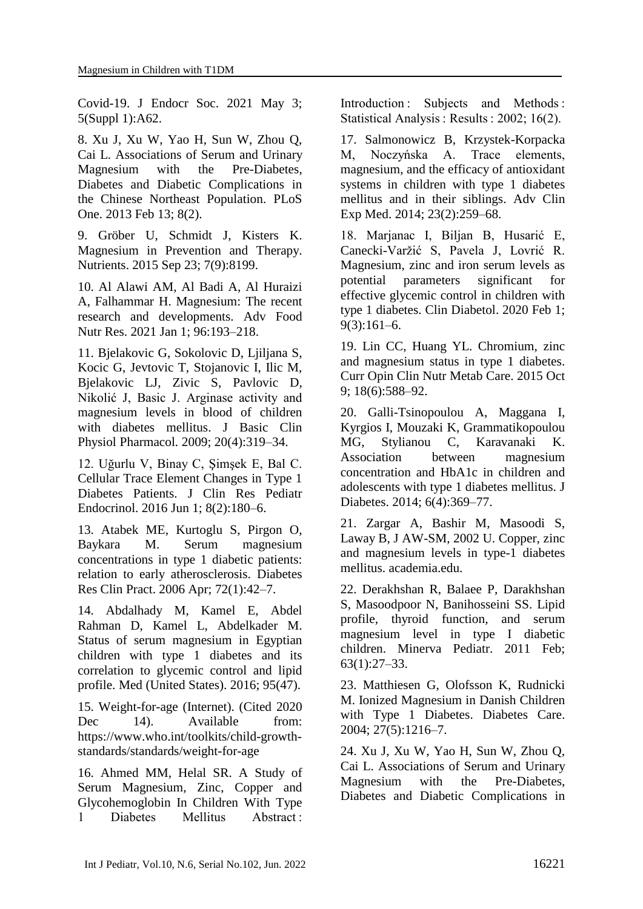Covid-19. J Endocr Soc. 2021 May 3; 5(Suppl 1):A62.

8. Xu J, Xu W, Yao H, Sun W, Zhou Q, Cai L. Associations of Serum and Urinary Magnesium with the Pre-Diabetes, Diabetes and Diabetic Complications in the Chinese Northeast Population. PLoS One. 2013 Feb 13; 8(2).

9. Gröber U, Schmidt J, Kisters K. Magnesium in Prevention and Therapy. Nutrients. 2015 Sep 23; 7(9):8199.

10. Al Alawi AM, Al Badi A, Al Huraizi A, Falhammar H. Magnesium: The recent research and developments. Adv Food Nutr Res. 2021 Jan 1; 96:193–218.

11. Bjelakovic G, Sokolovic D, Ljiljana S, Kocic G, Jevtovic T, Stojanovic I, Ilic M, Bjelakovic LJ, Zivic S, Pavlovic D, Nikolić J, Basic J. Arginase activity and magnesium levels in blood of children with diabetes mellitus. J Basic Clin Physiol Pharmacol. 2009; 20(4):319–34.

12. Uğurlu V, Binay C, Şimşek E, Bal C. Cellular Trace Element Changes in Type 1 Diabetes Patients. J Clin Res Pediatr Endocrinol. 2016 Jun 1; 8(2):180–6.

13. Atabek ME, Kurtoglu S, Pirgon O, Baykara M. Serum magnesium concentrations in type 1 diabetic patients: relation to early atherosclerosis. Diabetes Res Clin Pract. 2006 Apr; 72(1):42–7.

14. Abdalhady M, Kamel E, Abdel Rahman D, Kamel L, Abdelkader M. Status of serum magnesium in Egyptian children with type 1 diabetes and its correlation to glycemic control and lipid profile. Med (United States). 2016; 95(47).

15. Weight-for-age (Internet). (Cited 2020 Dec 14). Available from: https://www.who.int/toolkits/child-growth-standards/standards/weight-for-age

16. Ahmed MM, Helal SR. A Study of Serum Magnesium, Zinc, Copper and Glycohemoglobin In Children With Type 1 Diabetes Mellitus Abstract : Introduction : Subjects and Methods : Statistical Analysis : Results : 2002; 16(2).

17. Salmonowicz B, Krzystek-Korpacka M, Noczyńska A. Trace elements, magnesium, and the efficacy of antioxidant systems in children with type 1 diabetes mellitus and in their siblings. Adv Clin Exp Med. 2014; 23(2):259–68.

18. Marjanac I, Biljan B, Husarić E, Canecki-Varžić S, Pavela J, Lovrić R. Magnesium, zinc and iron serum levels as potential parameters significant for effective glycemic control in children with type 1 diabetes. Clin Diabetol. 2020 Feb 1; 9(3):161–6.

19. Lin CC, Huang YL. Chromium, zinc and magnesium status in type 1 diabetes. Curr Opin Clin Nutr Metab Care. 2015 Oct 9; 18(6):588–92.

20. Galli-Tsinopoulou A, Maggana I, Kyrgios I, Mouzaki K, Grammatikopoulou MG, Stylianou C, Karavanaki K. Association between magnesium concentration and HbA1c in children and adolescents with type 1 diabetes mellitus. J Diabetes. 2014; 6(4):369–77.

21. Zargar A, Bashir M, Masoodi S, Laway B, J AW-SM, 2002 U. Copper, zinc and magnesium levels in type-1 diabetes mellitus. academia.edu.

22. Derakhshan R, Balaee P, Darakhshan S, Masoodpoor N, Banihosseini SS. Lipid profile, thyroid function, and serum magnesium level in type I diabetic children. Minerva Pediatr. 2011 Feb; 63(1):27–33.

23. Matthiesen G, Olofsson K, Rudnicki M. Ionized Magnesium in Danish Children with Type 1 Diabetes. Diabetes Care. 2004; 27(5):1216–7.

24. Xu J, Xu W, Yao H, Sun W, Zhou Q, Cai L. Associations of Serum and Urinary Magnesium with the Pre-Diabetes, Diabetes and Diabetic Complications in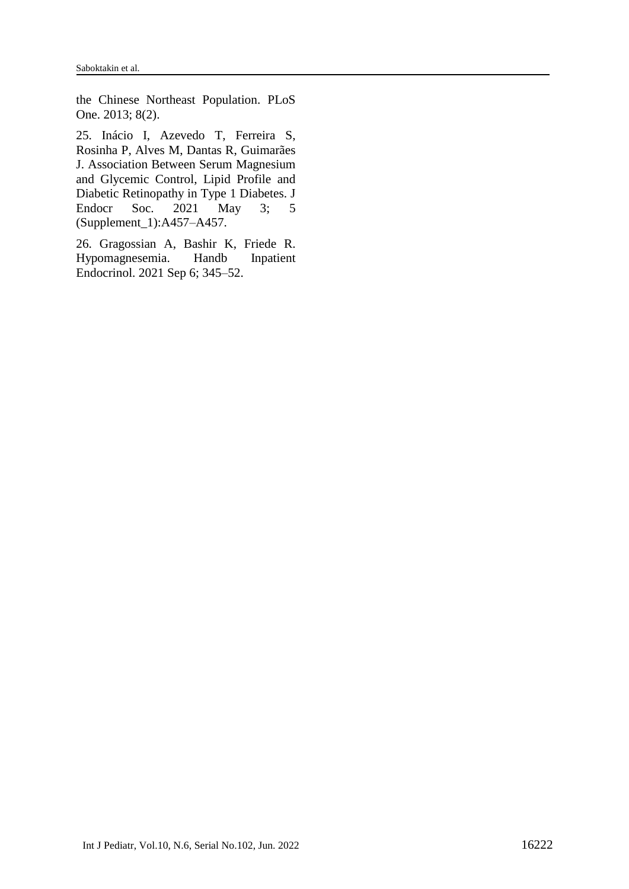the Chinese Northeast Population. PLoS One. 2013; 8(2).

25. Inácio I, Azevedo T, Ferreira S, Rosinha P, Alves M, Dantas R, Guimarães J. Association Between Serum Magnesium and Glycemic Control, Lipid Profile and Diabetic Retinopathy in Type 1 Diabetes. J Endocr Soc. 2021 May 3; 5 (Supplement_1):A457–A457.

26. Gragossian A, Bashir K, Friede R. Hypomagnesemia. Handb Inpatient Endocrinol. 2021 Sep 6; 345–52.